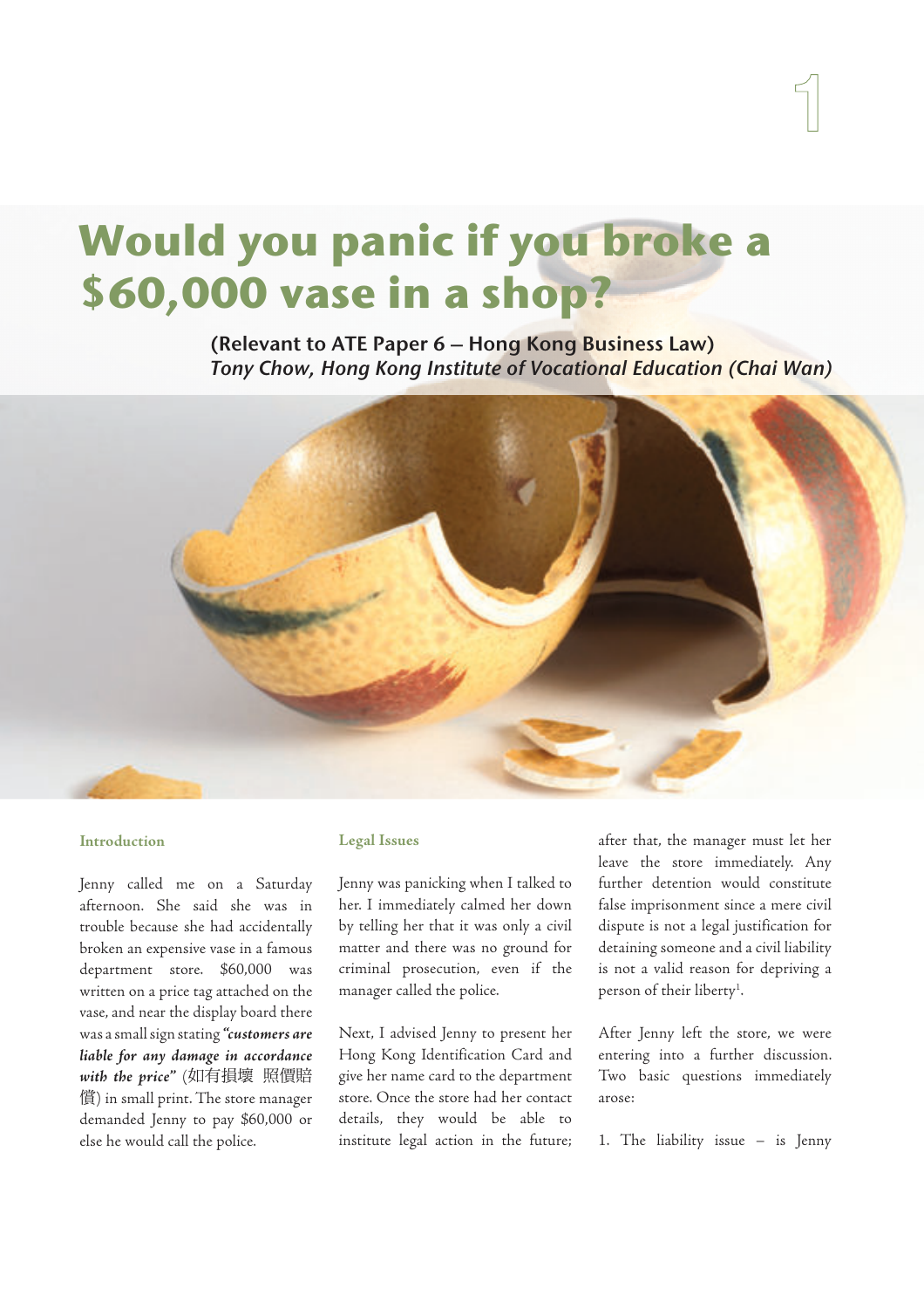# Would you panic if you broke a $60,000 vase in a shop?

**(Relevant to ATE Paper 6 – Hong Kong Business Law)**
*Tony Chow, Hong Kong Institute of Vocational Education (Chai Wan)*

## Introduction

Jenny called me on a Saturday afternoon. She said she was in trouble because she had accidentally broken an expensive vase in a famous department store. $60,000 was written on a price tag attached on the vase, and near the display board there was a small sign stating ***"customers are liable for any damage in accordance with the price"*** (如有損壞 照價賠償) in small print. The store manager demanded Jenny to pay $60,000 or else he would call the police.

## Legal Issues

Jenny was panicking when I talked to her. I immediately calmed her down by telling her that it was only a civil matter and there was no ground for criminal prosecution, even if the manager called the police.

Next, I advised Jenny to present her Hong Kong Identification Card and give her name card to the department store. Once the store had her contact details, they would be able to institute legal action in the future; after that, the manager must let her leave the store immediately. Any further detention would constitute false imprisonment since a mere civil dispute is not a legal justification for detaining someone and a civil liability is not a valid reason for depriving a person of their liberty[1].

After Jenny left the store, we were entering into a further discussion. Two basic questions immediately arose:

1. The liability issue – is Jenny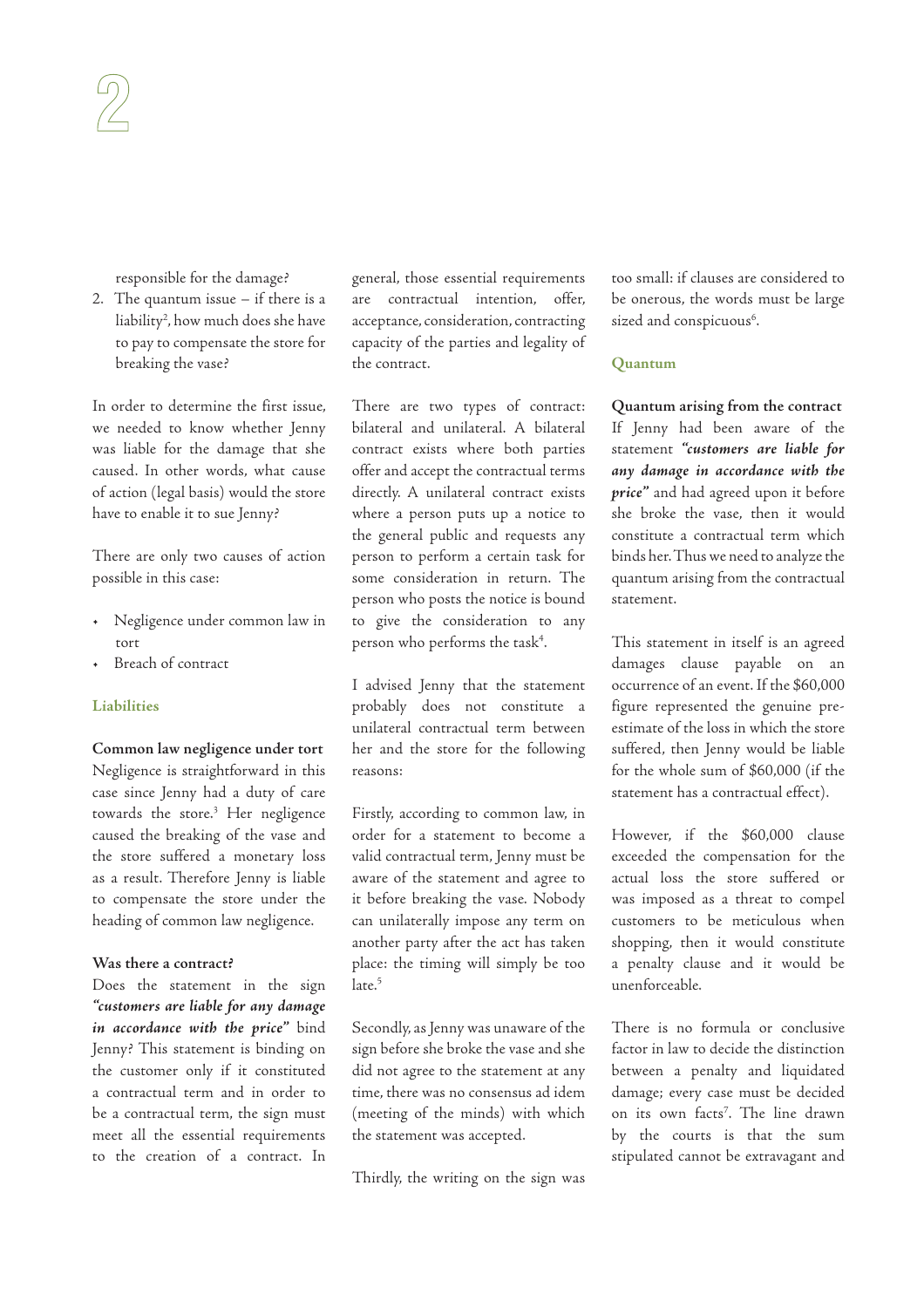responsible for the damage?

2. The quantum issue – if there is a liability[2], how much does she have to pay to compensate the store for breaking the vase?

In order to determine the first issue, we needed to know whether Jenny was liable for the damage that she caused. In other words, what cause of action (legal basis) would the store have to enable it to sue Jenny?

There are only two causes of action possible in this case:

- Negligence under common law in tort
- Breach of contract

### Liabilities

**Common law negligence under tort**

Negligence is straightforward in this case since Jenny had a duty of care towards the store.[3] Her negligence caused the breaking of the vase and the store suffered a monetary loss as a result. Therefore Jenny is liable to compensate the store under the heading of common law negligence.

**Was there a contract?**

Does the statement in the sign ***"customers are liable for any damage in accordance with the price"*** bind Jenny? This statement is binding on the customer only if it constituted a contractual term and in order to be a contractual term, the sign must meet all the essential requirements to the creation of a contract. In general, those essential requirements are contractual intention, offer, acceptance, consideration, contracting capacity of the parties and legality of the contract.

There are two types of contract: bilateral and unilateral. A bilateral contract exists where both parties offer and accept the contractual terms directly. A unilateral contract exists where a person puts up a notice to the general public and requests any person to perform a certain task for some consideration in return. The person who posts the notice is bound to give the consideration to any person who performs the task[4].

I advised Jenny that the statement probably does not constitute a unilateral contractual term between her and the store for the following reasons:

Firstly, according to common law, in order for a statement to become a valid contractual term, Jenny must be aware of the statement and agree to it before breaking the vase. Nobody can unilaterally impose any term on another party after the act has taken place: the timing will simply be too late.[5]

Secondly, as Jenny was unaware of the sign before she broke the vase and she did not agree to the statement at any time, there was no consensus ad idem (meeting of the minds) with which the statement was accepted.

Thirdly, the writing on the sign was too small: if clauses are considered to be onerous, the words must be large sized and conspicuous[6].

### Quantum

**Quantum arising from the contract**

If Jenny had been aware of the statement ***"customers are liable for any damage in accordance with the price"*** and had agreed upon it before she broke the vase, then it would constitute a contractual term which binds her. Thus we need to analyze the quantum arising from the contractual statement.

This statement in itself is an agreed damages clause payable on an occurrence of an event. If the $60,000 figure represented the genuine pre-estimate of the loss in which the store suffered, then Jenny would be liable for the whole sum of $60,000 (if the statement has a contractual effect).

However, if the $60,000 clause exceeded the compensation for the actual loss the store suffered or was imposed as a threat to compel customers to be meticulous when shopping, then it would constitute a penalty clause and it would be unenforceable.

There is no formula or conclusive factor in law to decide the distinction between a penalty and liquidated damage; every case must be decided on its own facts[7]. The line drawn by the courts is that the sum stipulated cannot be extravagant and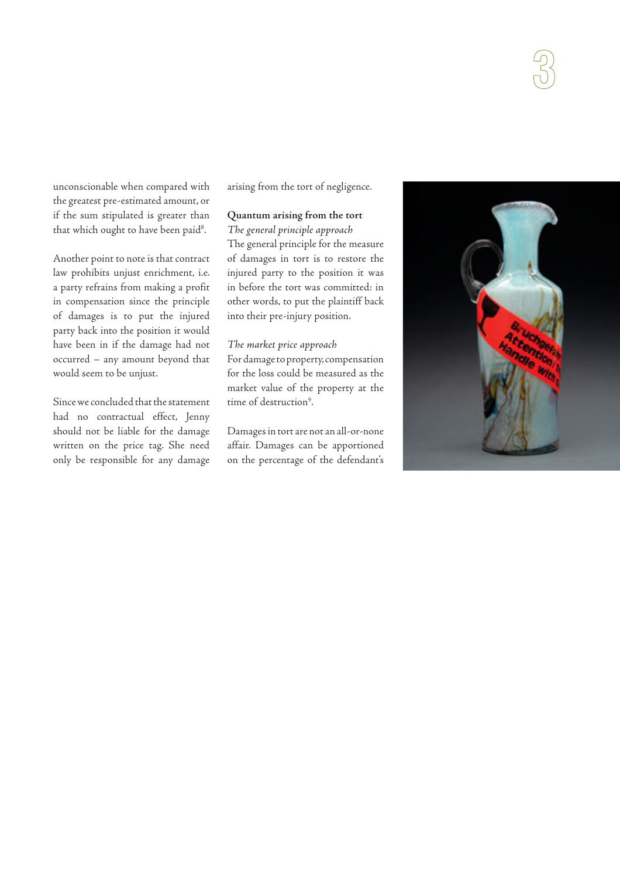unconscionable when compared with the greatest pre-estimated amount, or if the sum stipulated is greater than that which ought to have been paid[8].

Another point to note is that contract law prohibits unjust enrichment, i.e. a party refrains from making a profit in compensation since the principle of damages is to put the injured party back into the position it would have been in if the damage had not occurred – any amount beyond that would seem to be unjust.

Since we concluded that the statement had no contractual effect, Jenny should not be liable for the damage written on the price tag. She need only be responsible for any damage arising from the tort of negligence.

**Quantum arising from the tort**

*The general principle approach*

The general principle for the measure of damages in tort is to restore the injured party to the position it was in before the tort was committed: in other words, to put the plaintiff back into their pre-injury position.

*The market price approach*

For damage to property, compensation for the loss could be measured as the market value of the property at the time of destruction[9].

Damages in tort are not an all-or-none affair. Damages can be apportioned on the percentage of the defendant's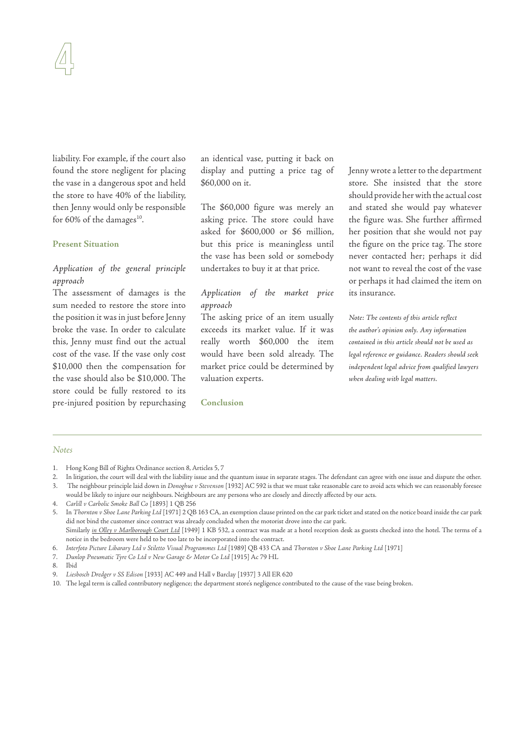liability. For example, if the court also found the store negligent for placing the vase in a dangerous spot and held the store to have 40% of the liability, then Jenny would only be responsible for 60% of the damages[10].

### Present Situation

*Application of the general principle approach*

The assessment of damages is the sum needed to restore the store into the position it was in just before Jenny broke the vase. In order to calculate this, Jenny must find out the actual cost of the vase. If the vase only cost $10,000 then the compensation for the vase should also be $10,000. The store could be fully restored to its pre-injured position by repurchasing an identical vase, putting it back on display and putting a price tag of $60,000 on it.

The $60,000 figure was merely an asking price. The store could have asked for $600,000 or $6 million, but this price is meaningless until the vase has been sold or somebody undertakes to buy it at that price.

*Application of the market price approach*

The asking price of an item usually exceeds its market value. If it was really worth $60,000 the item would have been sold already. The market price could be determined by valuation experts.

### Conclusion

Jenny wrote a letter to the department store. She insisted that the store should provide her with the actual cost and stated she would pay whatever the figure was. She further affirmed her position that she would not pay the figure on the price tag. The store never contacted her; perhaps it did not want to reveal the cost of the vase or perhaps it had claimed the item on its insurance.

*Note: The contents of this article reflect the author's opinion only. Any information contained in this article should not be used as legal reference or guidance. Readers should seek independent legal advice from qualified lawyers when dealing with legal matters.*

---

*Notes*

1. Hong Kong Bill of Rights Ordinance section 8, Articles 5, 7
2. In litigation, the court will deal with the liability issue and the quantum issue in separate stages. The defendant can agree with one issue and dispute the other.
3. The neighbour principle laid down in *Donoghue v Stevenson* [1932] AC 592 is that we must take reasonable care to avoid acts which we can reasonably foresee would be likely to injure our neighbours. Neighbours are any persons who are closely and directly affected by our acts.
4. *Carlill v Carbolic Smoke Ball Co* [1893] 1 QB 256
5. In *Thornton v Shoe Lane Parking Ltd* [1971] 2 QB 163 CA, an exemption clause printed on the car park ticket and stated on the notice board inside the car park did not bind the customer since contract was already concluded when the motorist drove into the car park.
   Similarly *in Olley v Marlborough Court Ltd* [1949] 1 KB 532, a contract was made at a hotel reception desk as guests checked into the hotel. The terms of a notice in the bedroom were held to be too late to be incorporated into the contract.
6. *Interfoto Picture Libarary Ltd v Stiletto Visual Programmes Ltd* [1989] QB 433 CA and *Thornton v Shoe Lane Parking Ltd* [1971]
7. *Dunlop Pneumatic Tyre Co Ltd v New Garage & Motor Co Ltd* [1915] Ac 79 HL
8. Ibid
9. *Liesbosch Dredger v SS Edison* [1933] AC 449 and Hall v Barclay [1937] 3 All ER 620
10. The legal term is called contributory negligence; the department store's negligence contributed to the cause of the vase being broken.